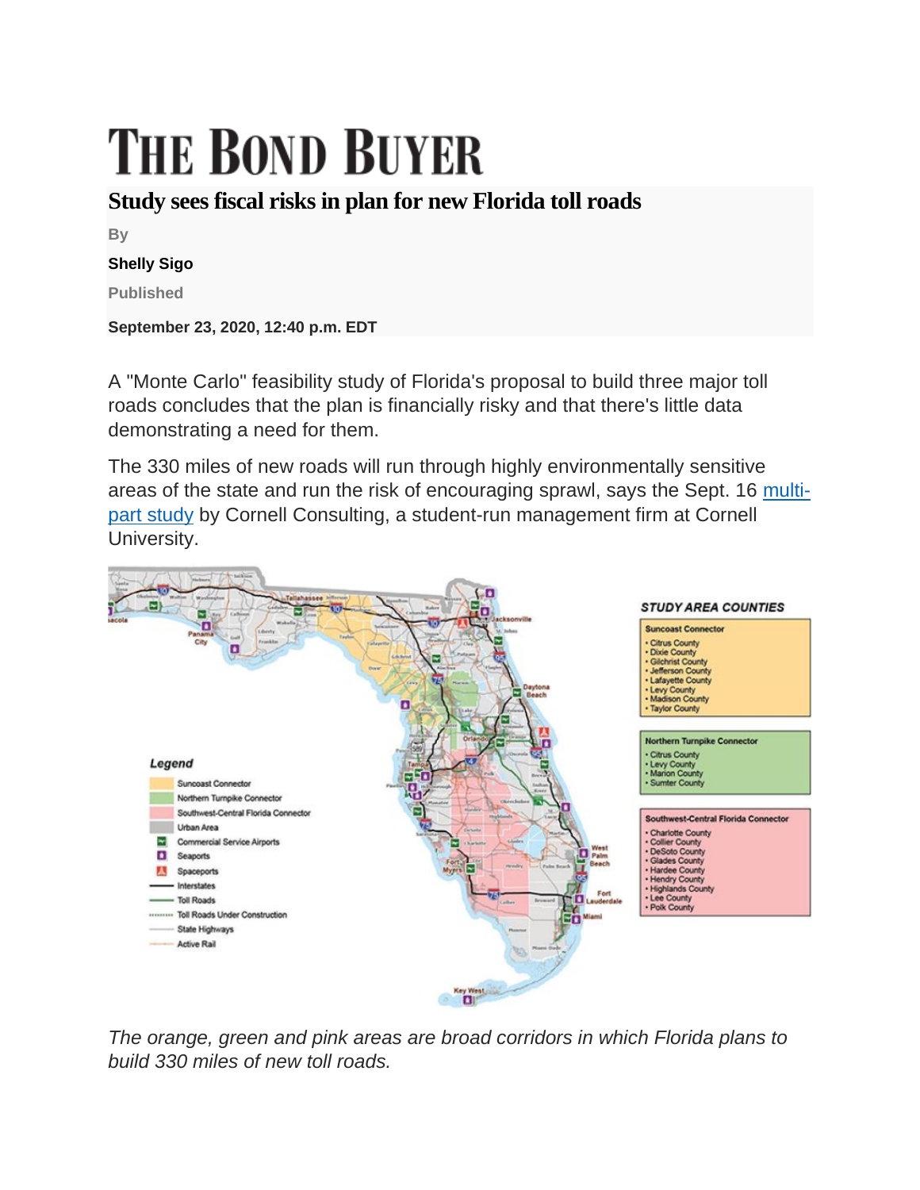# THE BOND BUYER

## Study sees fiscal risks in plan for new Florida toll roads

By

**Shelly Sigo**

Published

**September 23, 2020, 12:40 p.m. EDT**

A "Monte Carlo" feasibility study of Florida's proposal to build three major toll roads concludes that the plan is financially risky and that there's little data demonstrating a need for them.

The 330 miles of new roads will run through highly environmentally sensitive areas of the state and run the risk of encouraging sprawl, says the Sept. 16 [multi-part study](#) by Cornell Consulting, a student-run management firm at Cornell University.

*The orange, green and pink areas are broad corridors in which Florida plans to build 330 miles of new toll roads.*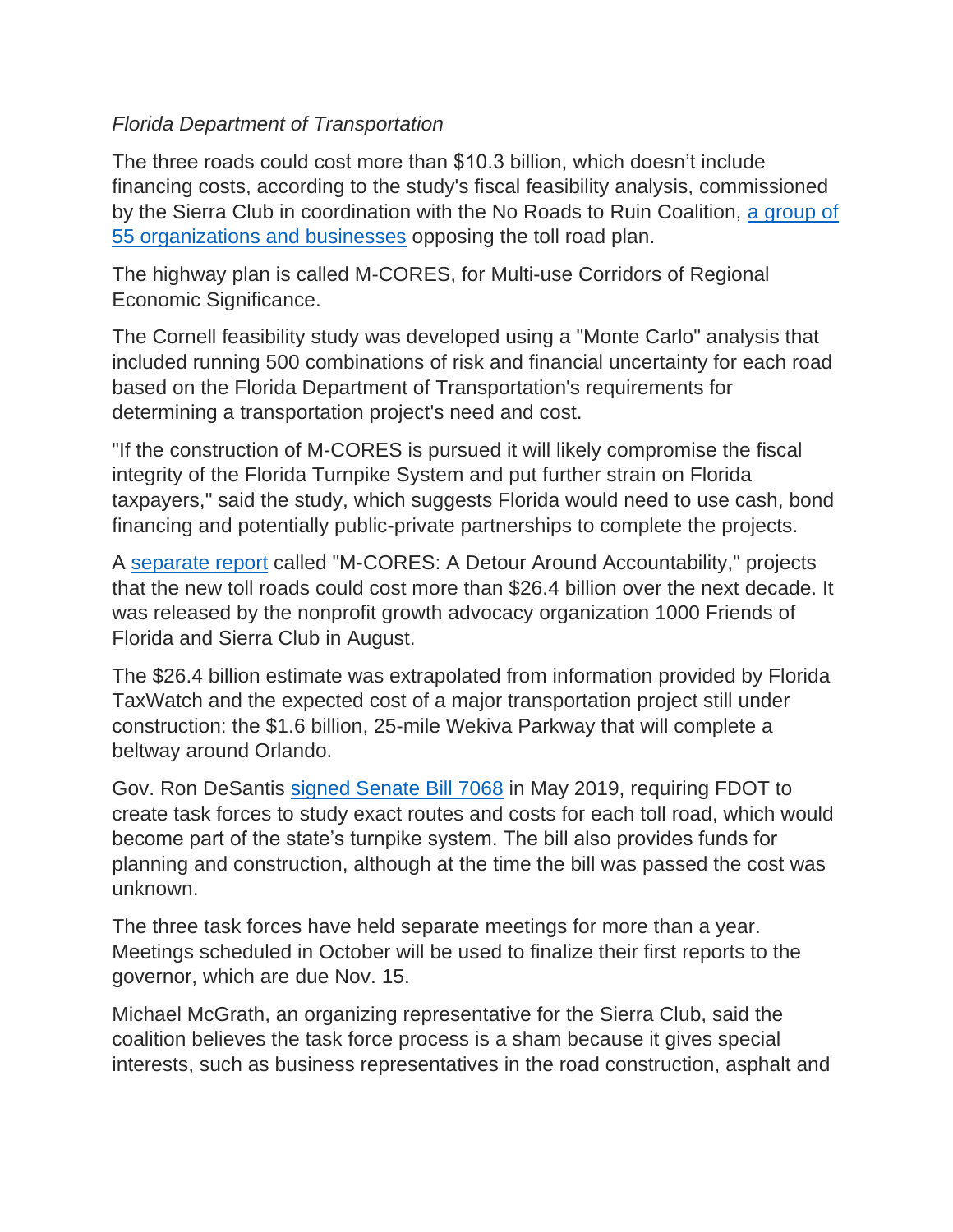*Florida Department of Transportation*

The three roads could cost more than $10.3 billion, which doesn't include financing costs, according to the study's fiscal feasibility analysis, commissioned by the Sierra Club in coordination with the No Roads to Ruin Coalition, [a group of 55 organizations and businesses]() opposing the toll road plan.

The highway plan is called M-CORES, for Multi-use Corridors of Regional Economic Significance.

The Cornell feasibility study was developed using a "Monte Carlo" analysis that included running 500 combinations of risk and financial uncertainty for each road based on the Florida Department of Transportation's requirements for determining a transportation project's need and cost.

"If the construction of M-CORES is pursued it will likely compromise the fiscal integrity of the Florida Turnpike System and put further strain on Florida taxpayers," said the study, which suggests Florida would need to use cash, bond financing and potentially public-private partnerships to complete the projects.

A [separate report]() called "M-CORES: A Detour Around Accountability," projects that the new toll roads could cost more than $26.4 billion over the next decade. It was released by the nonprofit growth advocacy organization 1000 Friends of Florida and Sierra Club in August.

The $26.4 billion estimate was extrapolated from information provided by Florida TaxWatch and the expected cost of a major transportation project still under construction: the $1.6 billion, 25-mile Wekiva Parkway that will complete a beltway around Orlando.

Gov. Ron DeSantis [signed Senate Bill 7068]() in May 2019, requiring FDOT to create task forces to study exact routes and costs for each toll road, which would become part of the state's turnpike system. The bill also provides funds for planning and construction, although at the time the bill was passed the cost was unknown.

The three task forces have held separate meetings for more than a year. Meetings scheduled in October will be used to finalize their first reports to the governor, which are due Nov. 15.

Michael McGrath, an organizing representative for the Sierra Club, said the coalition believes the task force process is a sham because it gives special interests, such as business representatives in the road construction, asphalt and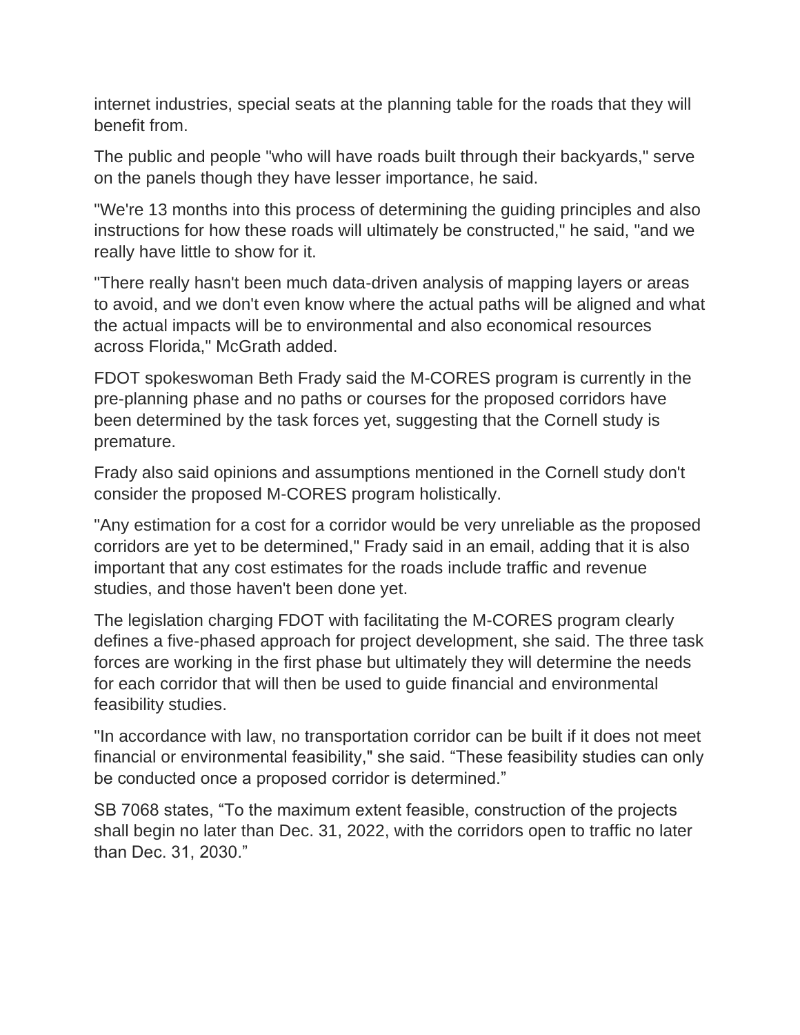internet industries, special seats at the planning table for the roads that they will benefit from.

The public and people "who will have roads built through their backyards," serve on the panels though they have lesser importance, he said.

"We're 13 months into this process of determining the guiding principles and also instructions for how these roads will ultimately be constructed," he said, "and we really have little to show for it.

"There really hasn't been much data-driven analysis of mapping layers or areas to avoid, and we don't even know where the actual paths will be aligned and what the actual impacts will be to environmental and also economical resources across Florida," McGrath added.

FDOT spokeswoman Beth Frady said the M-CORES program is currently in the pre-planning phase and no paths or courses for the proposed corridors have been determined by the task forces yet, suggesting that the Cornell study is premature.

Frady also said opinions and assumptions mentioned in the Cornell study don't consider the proposed M-CORES program holistically.

"Any estimation for a cost for a corridor would be very unreliable as the proposed corridors are yet to be determined," Frady said in an email, adding that it is also important that any cost estimates for the roads include traffic and revenue studies, and those haven't been done yet.

The legislation charging FDOT with facilitating the M-CORES program clearly defines a five-phased approach for project development, she said. The three task forces are working in the first phase but ultimately they will determine the needs for each corridor that will then be used to guide financial and environmental feasibility studies.

"In accordance with law, no transportation corridor can be built if it does not meet financial or environmental feasibility," she said. "These feasibility studies can only be conducted once a proposed corridor is determined."

SB 7068 states, "To the maximum extent feasible, construction of the projects shall begin no later than Dec. 31, 2022, with the corridors open to traffic no later than Dec. 31, 2030."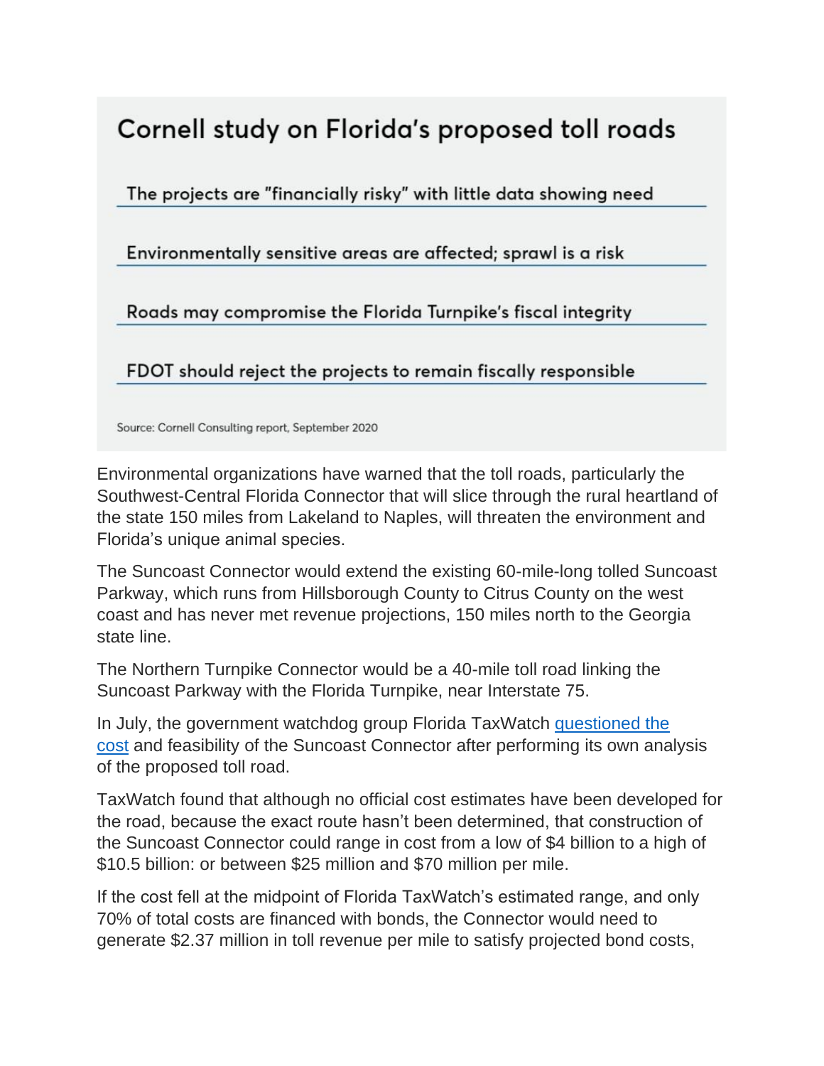## Cornell study on Florida's proposed toll roads

The projects are "financially risky" with little data showing need

Environmentally sensitive areas are affected; sprawl is a risk

Roads may compromise the Florida Turnpike's fiscal integrity

FDOT should reject the projects to remain fiscally responsible

Source: Cornell Consulting report, September 2020

Environmental organizations have warned that the toll roads, particularly the Southwest-Central Florida Connector that will slice through the rural heartland of the state 150 miles from Lakeland to Naples, will threaten the environment and Florida's unique animal species.

The Suncoast Connector would extend the existing 60-mile-long tolled Suncoast Parkway, which runs from Hillsborough County to Citrus County on the west coast and has never met revenue projections, 150 miles north to the Georgia state line.

The Northern Turnpike Connector would be a 40-mile toll road linking the Suncoast Parkway with the Florida Turnpike, near Interstate 75.

In July, the government watchdog group Florida TaxWatch [questioned the cost] and feasibility of the Suncoast Connector after performing its own analysis of the proposed toll road.

TaxWatch found that although no official cost estimates have been developed for the road, because the exact route hasn't been determined, that construction of the Suncoast Connector could range in cost from a low of $4 billion to a high of $10.5 billion: or between $25 million and $70 million per mile.

If the cost fell at the midpoint of Florida TaxWatch's estimated range, and only 70% of total costs are financed with bonds, the Connector would need to generate $2.37 million in toll revenue per mile to satisfy projected bond costs,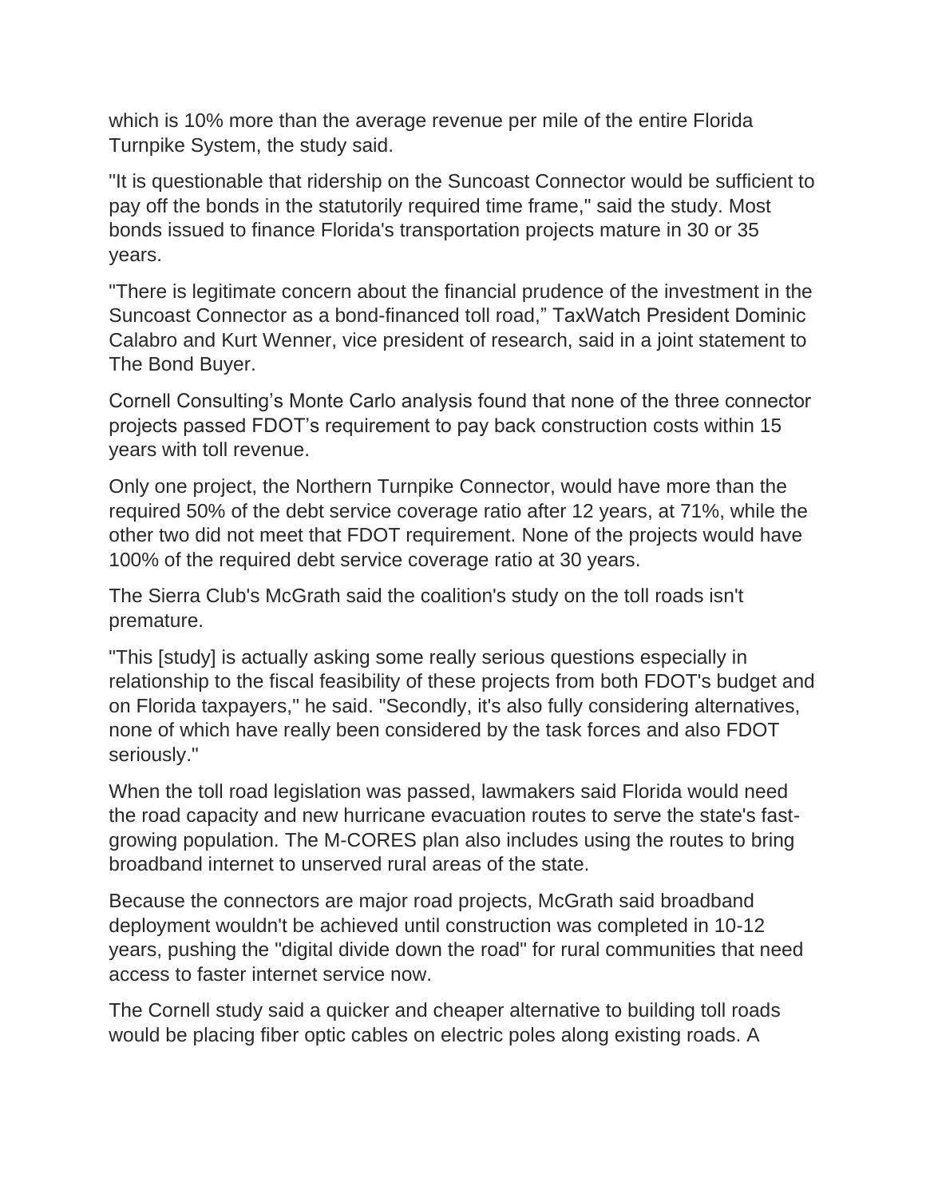which is 10% more than the average revenue per mile of the entire Florida Turnpike System, the study said.

"It is questionable that ridership on the Suncoast Connector would be sufficient to pay off the bonds in the statutorily required time frame," said the study. Most bonds issued to finance Florida's transportation projects mature in 30 or 35 years.

"There is legitimate concern about the financial prudence of the investment in the Suncoast Connector as a bond-financed toll road," TaxWatch President Dominic Calabro and Kurt Wenner, vice president of research, said in a joint statement to The Bond Buyer.

Cornell Consulting's Monte Carlo analysis found that none of the three connector projects passed FDOT's requirement to pay back construction costs within 15 years with toll revenue.

Only one project, the Northern Turnpike Connector, would have more than the required 50% of the debt service coverage ratio after 12 years, at 71%, while the other two did not meet that FDOT requirement. None of the projects would have 100% of the required debt service coverage ratio at 30 years.

The Sierra Club's McGrath said the coalition's study on the toll roads isn't premature.

"This [study] is actually asking some really serious questions especially in relationship to the fiscal feasibility of these projects from both FDOT's budget and on Florida taxpayers," he said. "Secondly, it's also fully considering alternatives, none of which have really been considered by the task forces and also FDOT seriously."

When the toll road legislation was passed, lawmakers said Florida would need the road capacity and new hurricane evacuation routes to serve the state's fast-growing population. The M-CORES plan also includes using the routes to bring broadband internet to unserved rural areas of the state.

Because the connectors are major road projects, McGrath said broadband deployment wouldn't be achieved until construction was completed in 10-12 years, pushing the "digital divide down the road" for rural communities that need access to faster internet service now.

The Cornell study said a quicker and cheaper alternative to building toll roads would be placing fiber optic cables on electric poles along existing roads. A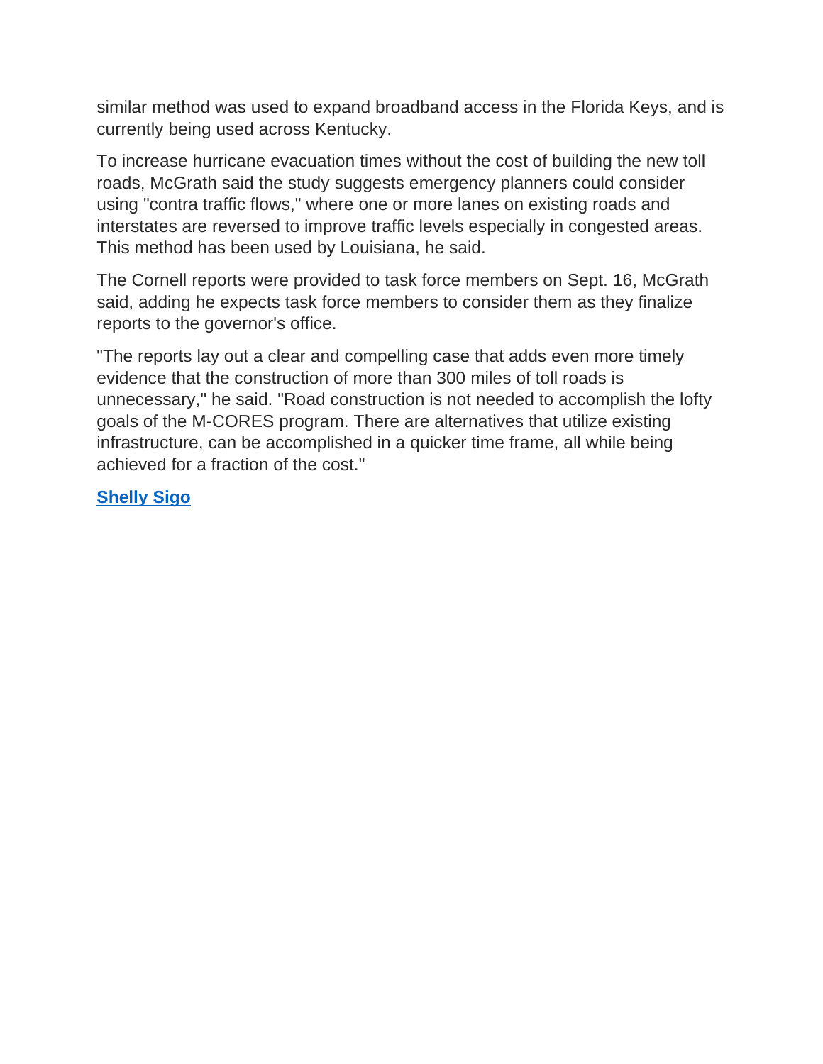similar method was used to expand broadband access in the Florida Keys, and is currently being used across Kentucky.

To increase hurricane evacuation times without the cost of building the new toll roads, McGrath said the study suggests emergency planners could consider using "contra traffic flows," where one or more lanes on existing roads and interstates are reversed to improve traffic levels especially in congested areas. This method has been used by Louisiana, he said.

The Cornell reports were provided to task force members on Sept. 16, McGrath said, adding he expects task force members to consider them as they finalize reports to the governor's office.

"The reports lay out a clear and compelling case that adds even more timely evidence that the construction of more than 300 miles of toll roads is unnecessary," he said. "Road construction is not needed to accomplish the lofty goals of the M-CORES program. There are alternatives that utilize existing infrastructure, can be accomplished in a quicker time frame, all while being achieved for a fraction of the cost."

**Shelly Sigo**